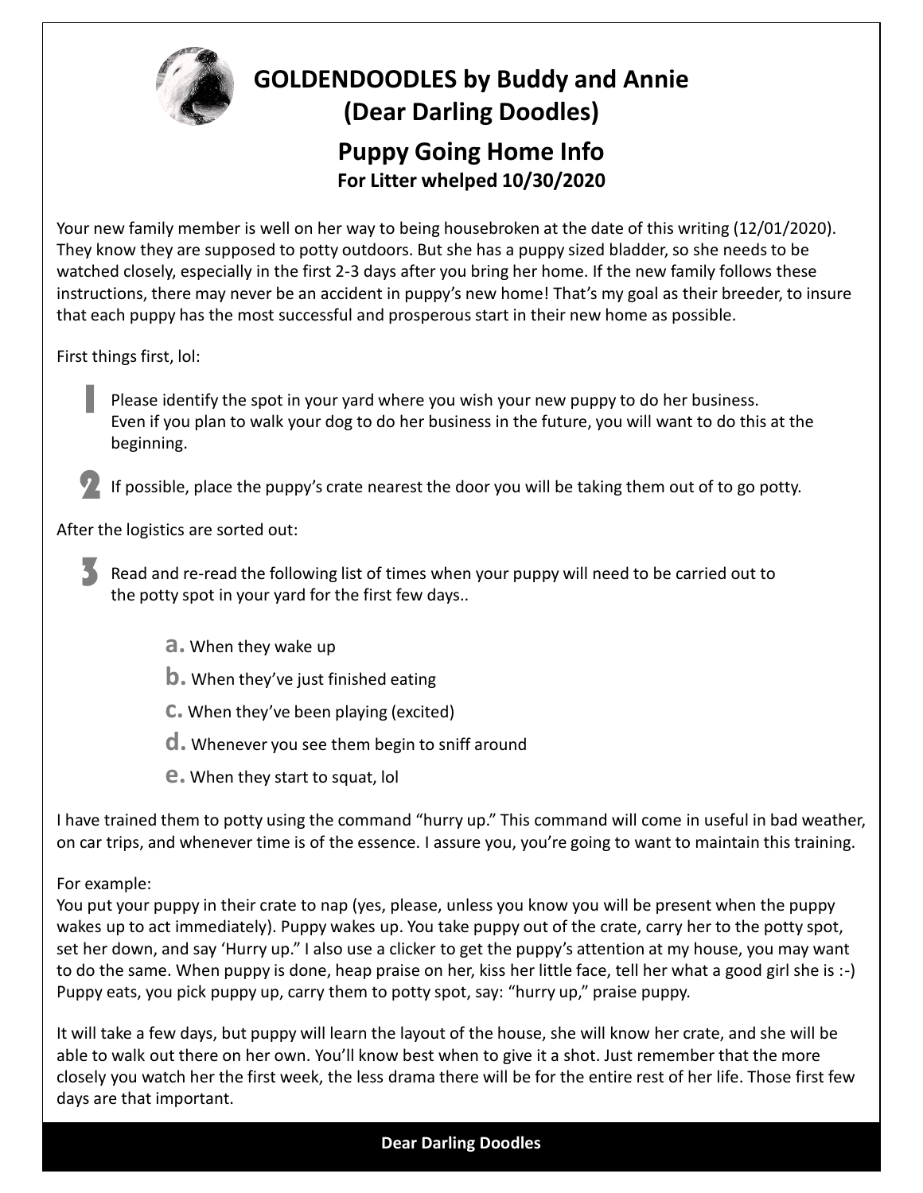# GOLDENDOODLES by Buddy and Annie (Dear Darling Doodles)

## Puppy Going Home Info

### For Litter whelped 10/30/2020

Your new family member is well on her way to being housebroken at the date of this writing (12/01/2020). They know they are supposed to potty outdoors. But she has a puppy sized bladder, so she needs to be watched closely, especially in the first 2-3 days after you bring her home. If the new family follows these instructions, there may never be an accident in puppy's new home! That's my goal as their breeder, to insure that each puppy has the most successful and prosperous start in their new home as possible.

First things first, lol:

1. Please identify the spot in your yard where you wish your new puppy to do her business. Even if you plan to walk your dog to do her business in the future, you will want to do this at the beginning.
2. If possible, place the puppy's crate nearest the door you will be taking them out of to go potty.

After the logistics are sorted out:

3. Read and re-read the following list of times when your puppy will need to be carried out to the potty spot in your yard for the first few days..
   - **a.** When they wake up
   - **b.** When they've just finished eating
   - **c.** When they've been playing (excited)
   - **d.** Whenever you see them begin to sniff around
   - **e.** When they start to squat, lol

I have trained them to potty using the command "hurry up." This command will come in useful in bad weather, on car trips, and whenever time is of the essence. I assure you, you're going to want to maintain this training.

For example:
You put your puppy in their crate to nap (yes, please, unless you know you will be present when the puppy wakes up to act immediately). Puppy wakes up. You take puppy out of the crate, carry her to the potty spot, set her down, and say 'Hurry up." I also use a clicker to get the puppy's attention at my house, you may want to do the same. When puppy is done, heap praise on her, kiss her little face, tell her what a good girl she is :-) Puppy eats, you pick puppy up, carry them to potty spot, say: "hurry up," praise puppy.

It will take a few days, but puppy will learn the layout of the house, she will know her crate, and she will be able to walk out there on her own. You'll know best when to give it a shot. Just remember that the more closely you watch her the first week, the less drama there will be for the entire rest of her life. Those first few days are that important.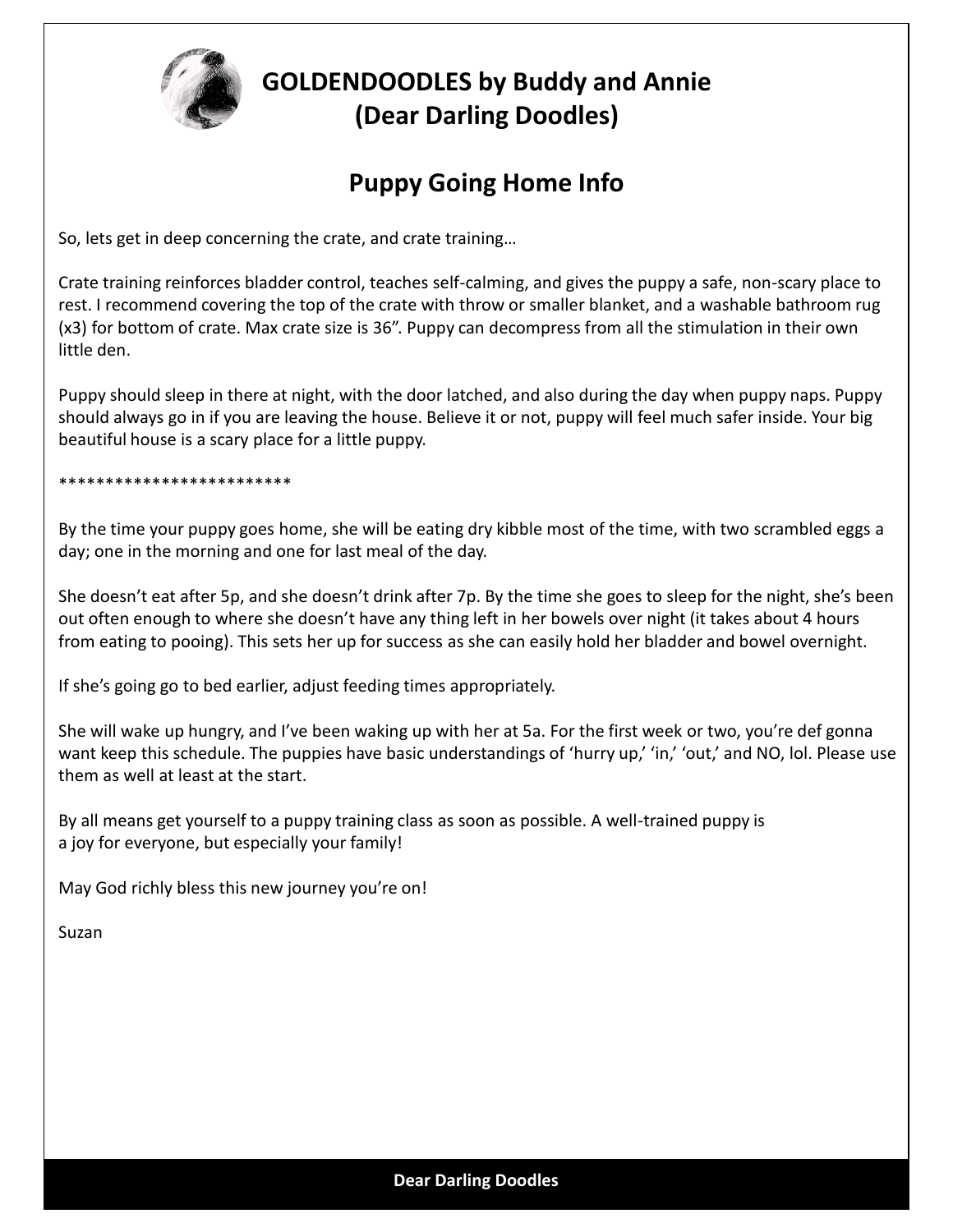# GOLDENDOODLES by Buddy and Annie (Dear Darling Doodles)

## Puppy Going Home Info

So, lets get in deep concerning the crate, and crate training…

Crate training reinforces bladder control, teaches self-calming, and gives the puppy a safe, non-scary place to rest. I recommend covering the top of the crate with throw or smaller blanket, and a washable bathroom rug (x3) for bottom of crate. Max crate size is 36". Puppy can decompress from all the stimulation in their own little den.

Puppy should sleep in there at night, with the door latched, and also during the day when puppy naps. Puppy should always go in if you are leaving the house. Believe it or not, puppy will feel much safer inside. Your big beautiful house is a scary place for a little puppy.

*************************

By the time your puppy goes home, she will be eating dry kibble most of the time, with two scrambled eggs a day; one in the morning and one for last meal of the day.

She doesn't eat after 5p, and she doesn't drink after 7p. By the time she goes to sleep for the night, she's been out often enough to where she doesn't have any thing left in her bowels over night (it takes about 4 hours from eating to pooing). This sets her up for success as she can easily hold her bladder and bowel overnight.

If she's going go to bed earlier, adjust feeding times appropriately.

She will wake up hungry, and I've been waking up with her at 5a. For the first week or two, you're def gonna want keep this schedule. The puppies have basic understandings of 'hurry up,' 'in,' 'out,' and NO, lol. Please use them as well at least at the start.

By all means get yourself to a puppy training class as soon as possible. A well-trained puppy is a joy for everyone, but especially your family!

May God richly bless this new journey you're on!

Suzan